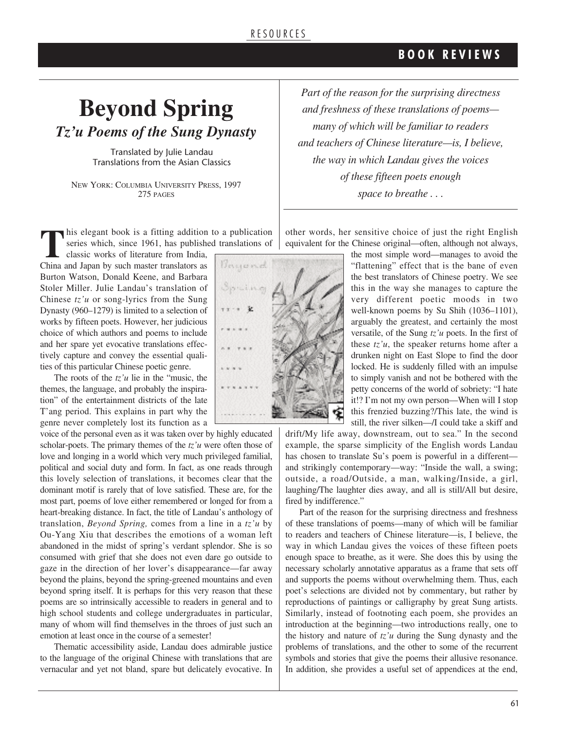RESOURCES

## BOOK REVIEWS

# Beyond Spring

## *Tz'u Poems of the Sung Dynasty*

Translated by Julie Landau
Translations from the Asian Classics

NEW YORK: COLUMBIA UNIVERSITY PRESS, 1997
275 PAGES

*Part of the reason for the surprising directness and freshness of these translations of poems—many of which will be familiar to readers and teachers of Chinese literature—is, I believe, the way in which Landau gives the voices of these fifteen poets enough space to breathe . . .*

This elegant book is a fitting addition to a publication series which, since 1961, has published translations of classic works of literature from India, China and Japan by such master translators as Burton Watson, Donald Keene, and Barbara Stoler Miller. Julie Landau's translation of Chinese *tz'u* or song-lyrics from the Sung Dynasty (960–1279) is limited to a selection of works by fifteen poets. However, her judicious choice of which authors and poems to include and her spare yet evocative translations effectively capture and convey the essential qualities of this particular Chinese poetic genre.

The roots of the *tz'u* lie in the "music, the themes, the language, and probably the inspiration" of the entertainment districts of the late T'ang period. This explains in part why the genre never completely lost its function as a voice of the personal even as it was taken over by highly educated scholar-poets. The primary themes of the *tz'u* were often those of love and longing in a world which very much privileged familial, political and social duty and form. In fact, as one reads through this lovely selection of translations, it becomes clear that the dominant motif is rarely that of love satisfied. These are, for the most part, poems of love either remembered or longed for from a heart-breaking distance. In fact, the title of Landau's anthology of translation, *Beyond Spring,* comes from a line in a *tz'u* by Ou-Yang Xiu that describes the emotions of a woman left abandoned in the midst of spring's verdant splendor. She is so consumed with grief that she does not even dare go outside to gaze in the direction of her lover's disappearance—far away beyond the plains, beyond the spring-greened mountains and even beyond spring itself. It is perhaps for this very reason that these poems are so intrinsically accessible to readers in general and to high school students and college undergraduates in particular, many of whom will find themselves in the throes of just such an emotion at least once in the course of a semester!

Thematic accessibility aside, Landau does admirable justice to the language of the original Chinese with translations that are vernacular and yet not bland, spare but delicately evocative. In other words, her sensitive choice of just the right English equivalent for the Chinese original—often, although not always, the most simple word—manages to avoid the "flattening" effect that is the bane of even the best translators of Chinese poetry. We see this in the way she manages to capture the very different poetic moods in two well-known poems by Su Shih (1036–1101), arguably the greatest, and certainly the most versatile, of the Sung *tz'u* poets. In the first of these *tz'u*, the speaker returns home after a drunken night on East Slope to find the door locked. He is suddenly filled with an impulse to simply vanish and not be bothered with the petty concerns of the world of sobriety: "I hate it!? I'm not my own person—When will I stop this frenzied buzzing?/This late, the wind is still, the river silken—/I could take a skiff and drift/My life away, downstream, out to sea." In the second example, the sparse simplicity of the English words Landau has chosen to translate Su's poem is powerful in a different—and strikingly contemporary—way: "Inside the wall, a swing; outside, a road/Outside, a man, walking/Inside, a girl, laughing/The laughter dies away, and all is still/All but desire, fired by indifference."

Part of the reason for the surprising directness and freshness of these translations of poems—many of which will be familiar to readers and teachers of Chinese literature—is, I believe, the way in which Landau gives the voices of these fifteen poets enough space to breathe, as it were. She does this by using the necessary scholarly annotative apparatus as a frame that sets off and supports the poems without overwhelming them. Thus, each poet's selections are divided not by commentary, but rather by reproductions of paintings or calligraphy by great Sung artists. Similarly, instead of footnoting each poem, she provides an introduction at the beginning—two introductions really, one to the history and nature of *tz'u* during the Sung dynasty and the problems of translations, and the other to some of the recurrent symbols and stories that give the poems their allusive resonance. In addition, she provides a useful set of appendices at the end,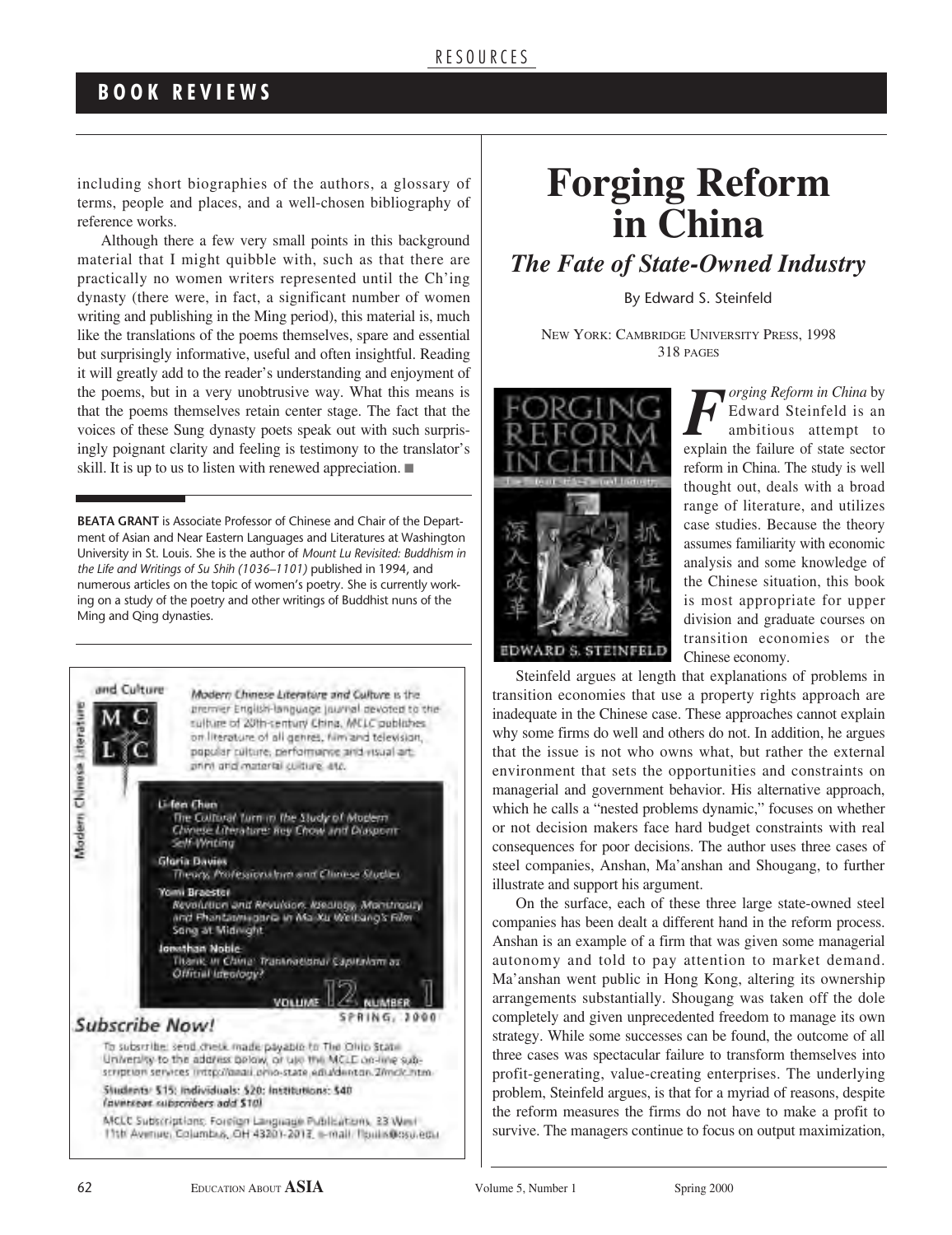including short biographies of the authors, a glossary of terms, people and places, and a well-chosen bibliography of reference works.

Although there a few very small points in this background material that I might quibble with, such as that there are practically no women writers represented until the Ch'ing dynasty (there were, in fact, a significant number of women writing and publishing in the Ming period), this material is, much like the translations of the poems themselves, spare and essential but surprisingly informative, useful and often insightful. Reading it will greatly add to the reader's understanding and enjoyment of the poems, but in a very unobtrusive way. What this means is that the poems themselves retain center stage. The fact that the voices of these Sung dynasty poets speak out with such surprisingly poignant clarity and feeling is testimony to the translator's skill. It is up to us to listen with renewed appreciation. ■

**BEATA GRANT** is Associate Professor of Chinese and Chair of the Department of Asian and Near Eastern Languages and Literatures at Washington University in St. Louis. She is the author of *Mount Lu Revisited: Buddhism in the Life and Writings of Su Shih (1036–1101)* published in 1994, and numerous articles on the topic of women's poetry. She is currently working on a study of the poetry and other writings of Buddhist nuns of the Ming and Qing dynasties.

Modern Chinese Literature and Culture

*Modern Chinese Literature and Culture* is the premier English-language journal devoted to the culture of 20th-century China. *MCLC* publishes on literature of all genres, film and television, popular culture, performance and visual art, print and material culture, etc.

**Li-fen Chen**
*The Cultural Turn in the Study of Modern Chinese Literature: Rey Chow and Diasporic Self-Writing*

**Gloria Davies**
*Theory, Professionalism and Chinese Studies*

**Yomi Braester**
*Revolution and Revulsion: Ideology, Monstrosity and Phantasmagoria in Ma-Xu Weibang's Film Song at Midnight*

**Jonathan Noble**
*Titanic in China: Transnational Capitalism as Official Ideology?*

VOLUME 12 NUMBER 1
SPRING, 2000

## Subscribe Now!

To subscribe: send check made payable to The Ohio State University to the address below, or use the MCLC on-line subscription services (http://deall.ohio-state.edu/denton.2/mclc.htm

Students: $15; Individuals: $20; Institutions: $40 (overseas subscribers add $10)

MCLC Subscriptions, Foreign Language Publications, 33 West 11th Avenue, Columbus, OH 43201-2012. e-mail: flpubs@osu.edu

# Forging Reform in China

## *The Fate of State-Owned Industry*

By Edward S. Steinfeld

NEW YORK: CAMBRIDGE UNIVERSITY PRESS, 1998
318 PAGES

*Forging Reform in China* by Edward Steinfeld is an ambitious attempt to explain the failure of state sector reform in China. The study is well thought out, deals with a broad range of literature, and utilizes case studies. Because the theory assumes familiarity with economic analysis and some knowledge of the Chinese situation, this book is most appropriate for upper division and graduate courses on transition economies or the Chinese economy.

Steinfeld argues at length that explanations of problems in transition economies that use a property rights approach are inadequate in the Chinese case. These approaches cannot explain why some firms do well and others do not. In addition, he argues that the issue is not who owns what, but rather the external environment that sets the opportunities and constraints on managerial and government behavior. His alternative approach, which he calls a "nested problems dynamic," focuses on whether or not decision makers face hard budget constraints with real consequences for poor decisions. The author uses three cases of steel companies, Anshan, Ma'anshan and Shougang, to further illustrate and support his argument.

On the surface, each of these three large state-owned steel companies has been dealt a different hand in the reform process. Anshan is an example of a firm that was given some managerial autonomy and told to pay attention to market demand. Ma'anshan went public in Hong Kong, altering its ownership arrangements substantially. Shougang was taken off the dole completely and given unprecedented freedom to manage its own strategy. While some successes can be found, the outcome of all three cases was spectacular failure to transform themselves into profit-generating, value-creating enterprises. The underlying problem, Steinfeld argues, is that for a myriad of reasons, despite the reform measures the firms do not have to make a profit to survive. The managers continue to focus on output maximization,